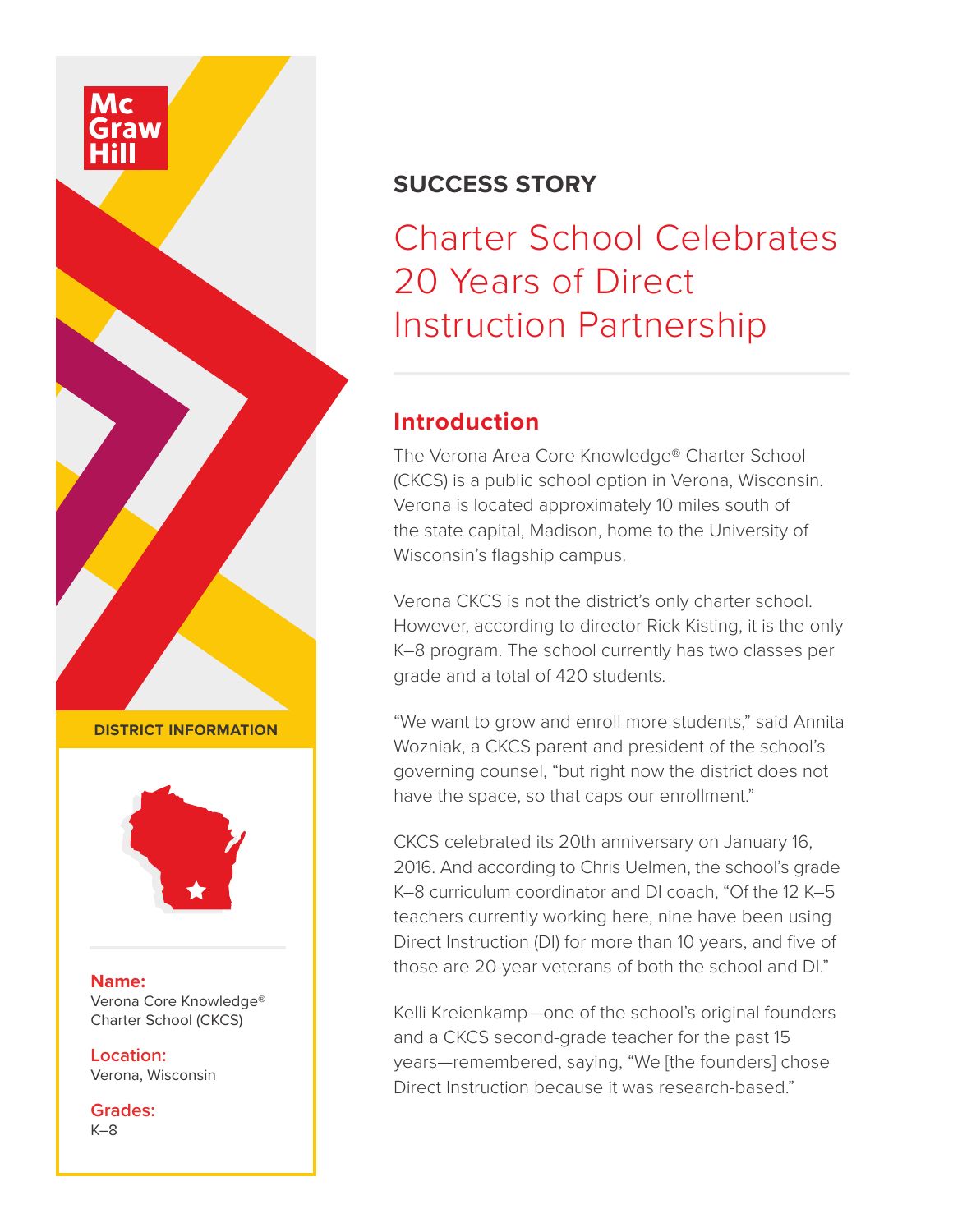McGraw Hill

**DISTRICT INFORMATION**

**Name:**
Verona Core Knowledge® Charter School (CKCS)

**Location:**
Verona, Wisconsin

**Grades:**
K–8

**SUCCESS STORY**

# Charter School Celebrates 20 Years of Direct Instruction Partnership

## Introduction

The Verona Area Core Knowledge® Charter School (CKCS) is a public school option in Verona, Wisconsin. Verona is located approximately 10 miles south of the state capital, Madison, home to the University of Wisconsin's flagship campus.

Verona CKCS is not the district's only charter school. However, according to director Rick Kisting, it is the only K–8 program. The school currently has two classes per grade and a total of 420 students.

"We want to grow and enroll more students," said Annita Wozniak, a CKCS parent and president of the school's governing counsel, "but right now the district does not have the space, so that caps our enrollment."

CKCS celebrated its 20th anniversary on January 16, 2016. And according to Chris Uelmen, the school's grade K–8 curriculum coordinator and DI coach, "Of the 12 K–5 teachers currently working here, nine have been using Direct Instruction (DI) for more than 10 years, and five of those are 20-year veterans of both the school and DI."

Kelli Kreienkamp—one of the school's original founders and a CKCS second-grade teacher for the past 15 years—remembered, saying, "We [the founders] chose Direct Instruction because it was research-based."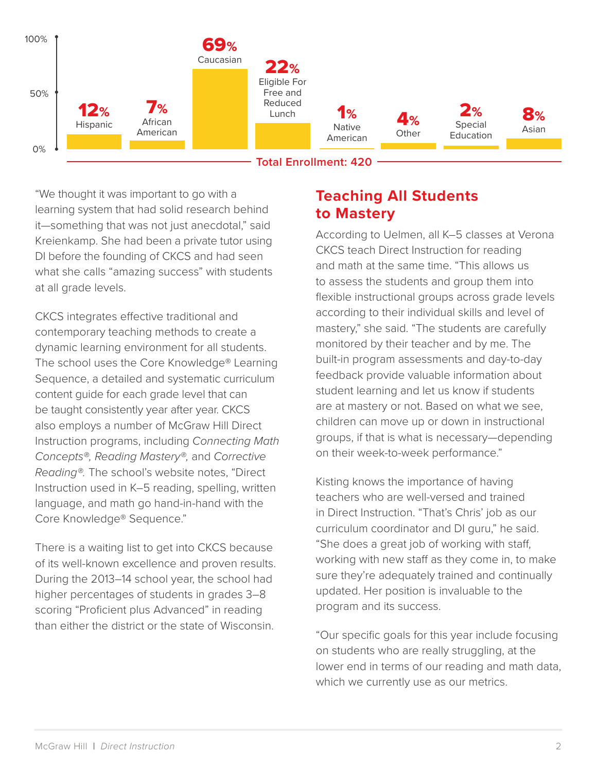| 12% | 7% | 69% | 22% | 1% | 4% | 2% | 8% |
|---|---|---|---|---|---|---|---|
| Hispanic | African American | Caucasian | Eligible For Free and Reduced Lunch | Native American | Other | Special Education | Asian |

**Total Enrollment: 420**

"We thought it was important to go with a learning system that had solid research behind it—something that was not just anecdotal," said Kreienkamp. She had been a private tutor using DI before the founding of CKCS and had seen what she calls "amazing success" with students at all grade levels.

CKCS integrates effective traditional and contemporary teaching methods to create a dynamic learning environment for all students. The school uses the Core Knowledge® Learning Sequence, a detailed and systematic curriculum content guide for each grade level that can be taught consistently year after year. CKCS also employs a number of McGraw Hill Direct Instruction programs, including *Connecting Math Concepts®, Reading Mastery®,* and *Corrective Reading®.* The school's website notes, "Direct Instruction used in K–5 reading, spelling, written language, and math go hand-in-hand with the Core Knowledge® Sequence."

There is a waiting list to get into CKCS because of its well-known excellence and proven results. During the 2013–14 school year, the school had higher percentages of students in grades 3–8 scoring "Proficient plus Advanced" in reading than either the district or the state of Wisconsin.

## Teaching All Students to Mastery

According to Uelmen, all K–5 classes at Verona CKCS teach Direct Instruction for reading and math at the same time. "This allows us to assess the students and group them into flexible instructional groups across grade levels according to their individual skills and level of mastery," she said. "The students are carefully monitored by their teacher and by me. The built-in program assessments and day-to-day feedback provide valuable information about student learning and let us know if students are at mastery or not. Based on what we see, children can move up or down in instructional groups, if that is what is necessary—depending on their week-to-week performance."

Kisting knows the importance of having teachers who are well-versed and trained in Direct Instruction. "That's Chris' job as our curriculum coordinator and DI guru," he said. "She does a great job of working with staff, working with new staff as they come in, to make sure they're adequately trained and continually updated. Her position is invaluable to the program and its success.

"Our specific goals for this year include focusing on students who are really struggling, at the lower end in terms of our reading and math data, which we currently use as our metrics.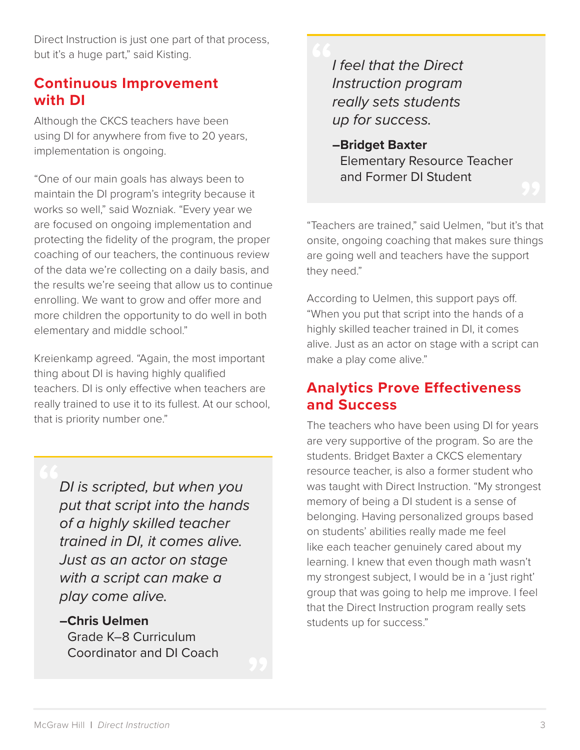Direct Instruction is just one part of that process, but it's a huge part," said Kisting.

## Continuous Improvement with DI

Although the CKCS teachers have been using DI for anywhere from five to 20 years, implementation is ongoing.

"One of our main goals has always been to maintain the DI program's integrity because it works so well," said Wozniak. "Every year we are focused on ongoing implementation and protecting the fidelity of the program, the proper coaching of our teachers, the continuous review of the data we're collecting on a daily basis, and the results we're seeing that allow us to continue enrolling. We want to grow and offer more and more children the opportunity to do well in both elementary and middle school."

Kreienkamp agreed. "Again, the most important thing about DI is having highly qualified teachers. DI is only effective when teachers are really trained to use it to its fullest. At our school, that is priority number one."

> *DI is scripted, but when you put that script into the hands of a highly skilled teacher trained in DI, it comes alive. Just as an actor on stage with a script can make a play come alive.*
>
> **–Chris Uelmen**
> Grade K–8 Curriculum Coordinator and DI Coach

> *I feel that the Direct Instruction program really sets students up for success.*
>
> **–Bridget Baxter**
> Elementary Resource Teacher and Former DI Student

"Teachers are trained," said Uelmen, "but it's that onsite, ongoing coaching that makes sure things are going well and teachers have the support they need."

According to Uelmen, this support pays off. "When you put that script into the hands of a highly skilled teacher trained in DI, it comes alive. Just as an actor on stage with a script can make a play come alive."

## Analytics Prove Effectiveness and Success

The teachers who have been using DI for years are very supportive of the program. So are the students. Bridget Baxter a CKCS elementary resource teacher, is also a former student who was taught with Direct Instruction. "My strongest memory of being a DI student is a sense of belonging. Having personalized groups based on students' abilities really made me feel like each teacher genuinely cared about my learning. I knew that even though math wasn't my strongest subject, I would be in a 'just right' group that was going to help me improve. I feel that the Direct Instruction program really sets students up for success."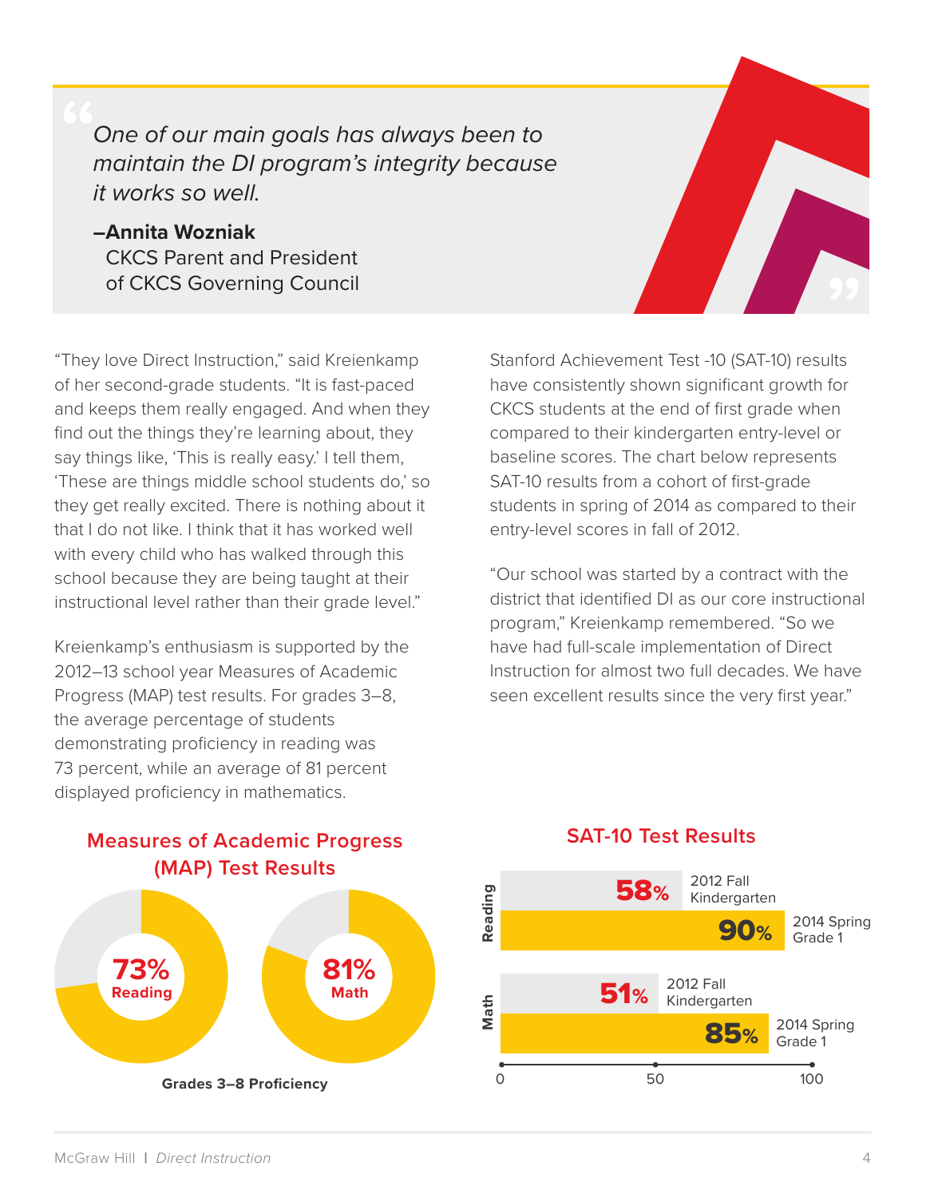> *One of our main goals has always been to maintain the DI program's integrity because it works so well.*
>
> **–Annita Wozniak**
> CKCS Parent and President of CKCS Governing Council

"They love Direct Instruction," said Kreienkamp of her second-grade students. "It is fast-paced and keeps them really engaged. And when they find out the things they're learning about, they say things like, 'This is really easy.' I tell them, 'These are things middle school students do,' so they get really excited. There is nothing about it that I do not like. I think that it has worked well with every child who has walked through this school because they are being taught at their instructional level rather than their grade level."

Kreienkamp's enthusiasm is supported by the 2012–13 school year Measures of Academic Progress (MAP) test results. For grades 3–8, the average percentage of students demonstrating proficiency in reading was 73 percent, while an average of 81 percent displayed proficiency in mathematics.

Stanford Achievement Test -10 (SAT-10) results have consistently shown significant growth for CKCS students at the end of first grade when compared to their kindergarten entry-level or baseline scores. The chart below represents SAT-10 results from a cohort of first-grade students in spring of 2014 as compared to their entry-level scores in fall of 2012.

"Our school was started by a contract with the district that identified DI as our core instructional program," Kreienkamp remembered. "So we have had full-scale implementation of Direct Instruction for almost two full decades. We have seen excellent results since the very first year."

### Measures of Academic Progress (MAP) Test Results

| Subject | Grades 3–8 Proficiency |
|---|---|
| Reading | 73% |
| Math | 81% |

### SAT-10 Test Results

| Subject | 2012 Fall Kindergarten | 2014 Spring Grade 1 |
|---|---|---|
| Reading | 58% | 90% |
| Math | 51% | 85% |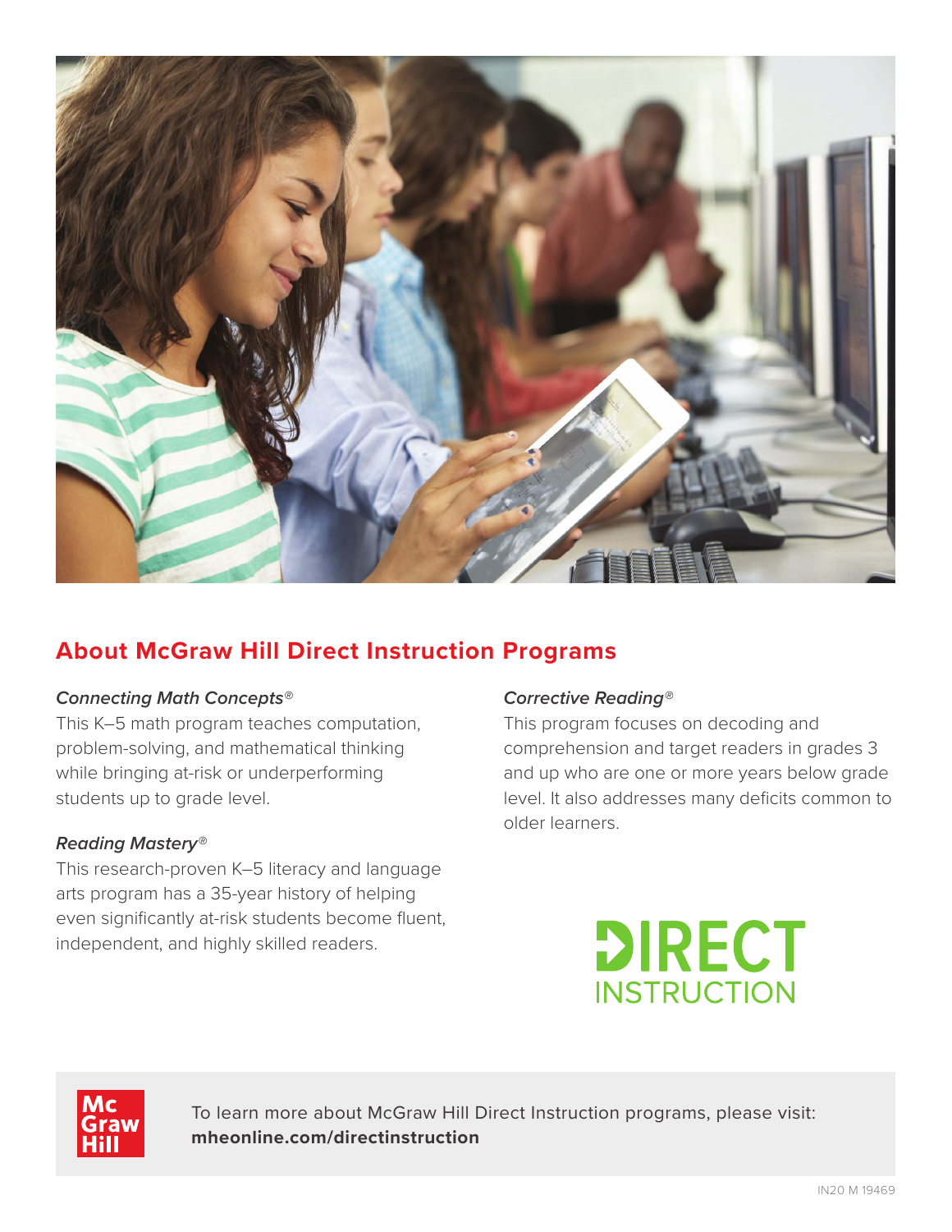## About McGraw Hill Direct Instruction Programs

***Connecting Math Concepts®***
This K–5 math program teaches computation, problem-solving, and mathematical thinking while bringing at-risk or underperforming students up to grade level.

***Reading Mastery®***
This research-proven K–5 literacy and language arts program has a 35-year history of helping even significantly at-risk students become fluent, independent, and highly skilled readers.

***Corrective Reading®***
This program focuses on decoding and comprehension and target readers in grades 3 and up who are one or more years below grade level. It also addresses many deficits common to older learners.

DIRECT INSTRUCTION

McGraw Hill

To learn more about McGraw Hill Direct Instruction programs, please visit:
**mheonline.com/directinstruction**

IN20 M 19469